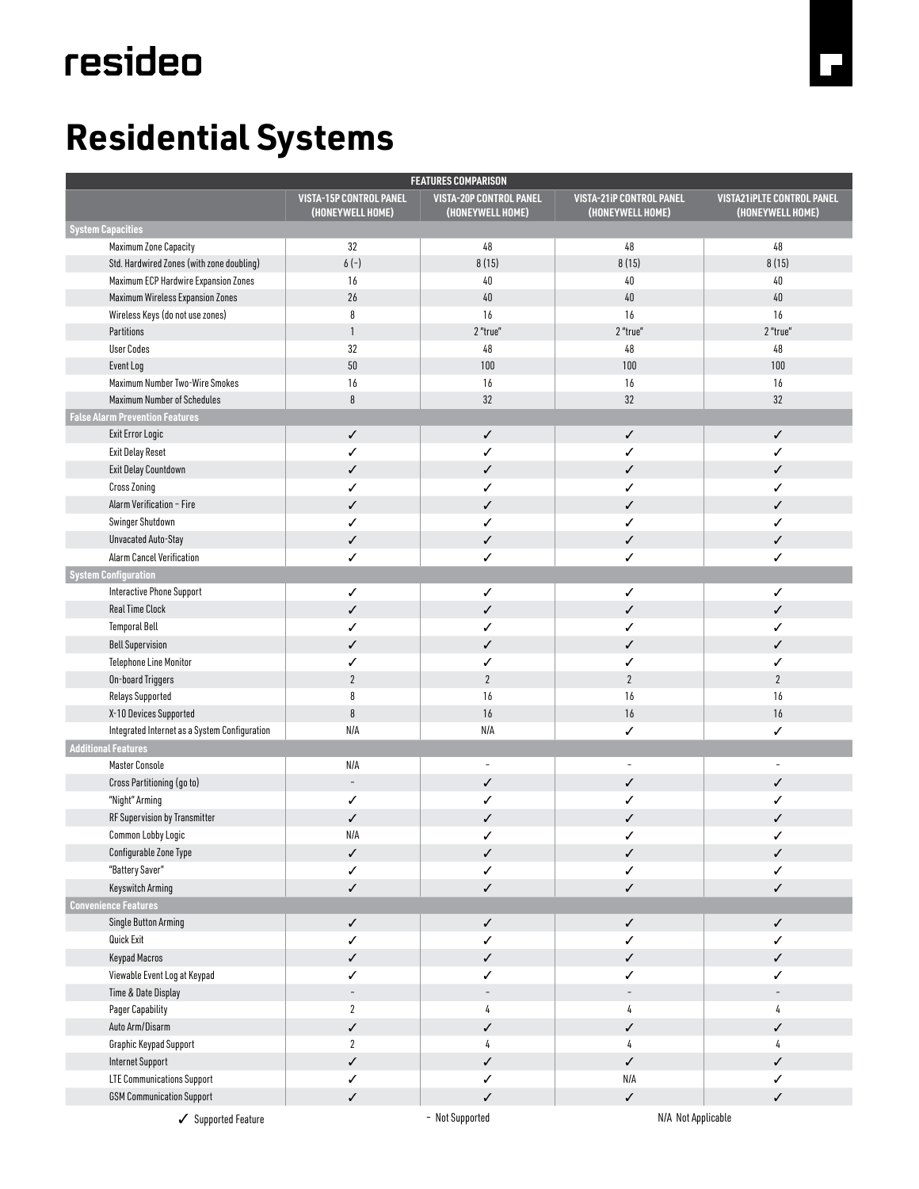resideo

# Residential Systems

| FEATURES COMPARISON | | | | |
|---|---|---|---|---|
| | VISTA-15P CONTROL PANEL (HONEYWELL HOME) | VISTA-20P CONTROL PANEL (HONEYWELL HOME) | VISTA-21iP CONTROL PANEL (HONEYWELL HOME) | VISTA21iPLTE CONTROL PANEL (HONEYWELL HOME) |
| **System Capacities** | | | | |
| Maximum Zone Capacity | 32 | 48 | 48 | 48 |
| Std. Hardwired Zones (with zone doubling) | 6 (–) | 8 (15) | 8 (15) | 8 (15) |
| Maximum ECP Hardwire Expansion Zones | 16 | 40 | 40 | 40 |
| Maximum Wireless Expansion Zones | 26 | 40 | 40 | 40 |
| Wireless Keys (do not use zones) | 8 | 16 | 16 | 16 |
| Partitions | 1 | 2 "true" | 2 "true" | 2 "true" |
| User Codes | 32 | 48 | 48 | 48 |
| Event Log | 50 | 100 | 100 | 100 |
| Maximum Number Two-Wire Smokes | 16 | 16 | 16 | 16 |
| Maximum Number of Schedules | 8 | 32 | 32 | 32 |
| **False Alarm Prevention Features** | | | | |
| Exit Error Logic | ✓ | ✓ | ✓ | ✓ |
| Exit Delay Reset | ✓ | ✓ | ✓ | ✓ |
| Exit Delay Countdown | ✓ | ✓ | ✓ | ✓ |
| Cross Zoning | ✓ | ✓ | ✓ | ✓ |
| Alarm Verification – Fire | ✓ | ✓ | ✓ | ✓ |
| Swinger Shutdown | ✓ | ✓ | ✓ | ✓ |
| Unvacated Auto-Stay | ✓ | ✓ | ✓ | ✓ |
| Alarm Cancel Verification | ✓ | ✓ | ✓ | ✓ |
| **System Configuration** | | | | |
| Interactive Phone Support | ✓ | ✓ | ✓ | ✓ |
| Real Time Clock | ✓ | ✓ | ✓ | ✓ |
| Temporal Bell | ✓ | ✓ | ✓ | ✓ |
| Bell Supervision | ✓ | ✓ | ✓ | ✓ |
| Telephone Line Monitor | ✓ | ✓ | ✓ | ✓ |
| On-board Triggers | 2 | 2 | 2 | 2 |
| Relays Supported | 8 | 16 | 16 | 16 |
| X-10 Devices Supported | 8 | 16 | 16 | 16 |
| Integrated Internet as a System Configuration | N/A | N/A | ✓ | ✓ |
| **Additional Features** | | | | |
| Master Console | N/A | – | – | – |
| Cross Partitioning (go to) | – | ✓ | ✓ | ✓ |
| "Night" Arming | ✓ | ✓ | ✓ | ✓ |
| RF Supervision by Transmitter | ✓ | ✓ | ✓ | ✓ |
| Common Lobby Logic | N/A | ✓ | ✓ | ✓ |
| Configurable Zone Type | ✓ | ✓ | ✓ | ✓ |
| "Battery Saver" | ✓ | ✓ | ✓ | ✓ |
| Keyswitch Arming | ✓ | ✓ | ✓ | ✓ |
| **Convenience Features** | | | | |
| Single Button Arming | ✓ | ✓ | ✓ | ✓ |
| Quick Exit | ✓ | ✓ | ✓ | ✓ |
| Keypad Macros | ✓ | ✓ | ✓ | ✓ |
| Viewable Event Log at Keypad | ✓ | ✓ | ✓ | ✓ |
| Time & Date Display | – | – | – | – |
| Pager Capability | 2 | 4 | 4 | 4 |
| Auto Arm/Disarm | ✓ | ✓ | ✓ | ✓ |
| Graphic Keypad Support | 2 | 4 | 4 | 4 |
| Internet Support | ✓ | ✓ | ✓ | ✓ |
| LTE Communications Support | ✓ | ✓ | N/A | ✓ |
| GSM Communication Support | ✓ | ✓ | ✓ | ✓ |

✓ Supported Feature – Not Supported N/A Not Applicable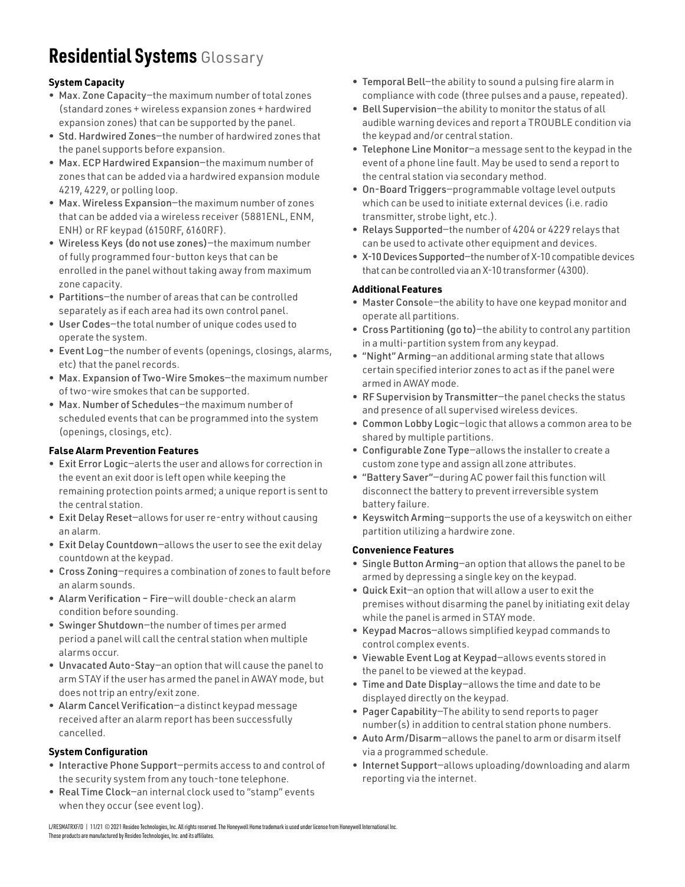# **Residential Systems** Glossary

**System Capacity**

- Max. Zone Capacity—the maximum number of total zones (standard zones + wireless expansion zones + hardwired expansion zones) that can be supported by the panel.
- Std. Hardwired Zones—the number of hardwired zones that the panel supports before expansion.
- Max. ECP Hardwired Expansion—the maximum number of zones that can be added via a hardwired expansion module 4219, 4229, or polling loop.
- Max. Wireless Expansion—the maximum number of zones that can be added via a wireless receiver (5881ENL, ENM, ENH) or RF keypad (6150RF, 6160RF).
- Wireless Keys (do not use zones)—the maximum number of fully programmed four-button keys that can be enrolled in the panel without taking away from maximum zone capacity.
- Partitions—the number of areas that can be controlled separately as if each area had its own control panel.
- User Codes—the total number of unique codes used to operate the system.
- Event Log—the number of events (openings, closings, alarms, etc) that the panel records.
- Max. Expansion of Two-Wire Smokes—the maximum number of two-wire smokes that can be supported.
- Max. Number of Schedules—the maximum number of scheduled events that can be programmed into the system (openings, closings, etc).

**False Alarm Prevention Features**

- Exit Error Logic—alerts the user and allows for correction in the event an exit door is left open while keeping the remaining protection points armed; a unique report is sent to the central station.
- Exit Delay Reset—allows for user re-entry without causing an alarm.
- Exit Delay Countdown—allows the user to see the exit delay countdown at the keypad.
- Cross Zoning—requires a combination of zones to fault before an alarm sounds.
- Alarm Verification – Fire—will double-check an alarm condition before sounding.
- Swinger Shutdown—the number of times per armed period a panel will call the central station when multiple alarms occur.
- Unvacated Auto-Stay—an option that will cause the panel to arm STAY if the user has armed the panel in AWAY mode, but does not trip an entry/exit zone.
- Alarm Cancel Verification—a distinct keypad message received after an alarm report has been successfully cancelled.

**System Configuration**

- Interactive Phone Support—permits access to and control of the security system from any touch-tone telephone.
- Real Time Clock—an internal clock used to "stamp" events when they occur (see event log).
- Temporal Bell—the ability to sound a pulsing fire alarm in compliance with code (three pulses and a pause, repeated).
- Bell Supervision—the ability to monitor the status of all audible warning devices and report a TROUBLE condition via the keypad and/or central station.
- Telephone Line Monitor—a message sent to the keypad in the event of a phone line fault. May be used to send a report to the central station via secondary method.
- On-Board Triggers—programmable voltage level outputs which can be used to initiate external devices (i.e. radio transmitter, strobe light, etc.).
- Relays Supported—the number of 4204 or 4229 relays that can be used to activate other equipment and devices.
- X-10 Devices Supported—the number of X-10 compatible devices that can be controlled via an X-10 transformer (4300).

**Additional Features**

- Master Console—the ability to have one keypad monitor and operate all partitions.
- Cross Partitioning (go to)—the ability to control any partition in a multi-partition system from any keypad.
- "Night" Arming—an additional arming state that allows certain specified interior zones to act as if the panel were armed in AWAY mode.
- RF Supervision by Transmitter—the panel checks the status and presence of all supervised wireless devices.
- Common Lobby Logic—logic that allows a common area to be shared by multiple partitions.
- Configurable Zone Type—allows the installer to create a custom zone type and assign all zone attributes.
- "Battery Saver"—during AC power fail this function will disconnect the battery to prevent irreversible system battery failure.
- Keyswitch Arming—supports the use of a keyswitch on either partition utilizing a hardwire zone.

**Convenience Features**

- Single Button Arming—an option that allows the panel to be armed by depressing a single key on the keypad.
- Quick Exit—an option that will allow a user to exit the premises without disarming the panel by initiating exit delay while the panel is armed in STAY mode.
- Keypad Macros—allows simplified keypad commands to control complex events.
- Viewable Event Log at Keypad—allows events stored in the panel to be viewed at the keypad.
- Time and Date Display—allows the time and date to be displayed directly on the keypad.
- Pager Capability—The ability to send reports to pager number(s) in addition to central station phone numbers.
- Auto Arm/Disarm—allows the panel to arm or disarm itself via a programmed schedule.
- Internet Support—allows uploading/downloading and alarm reporting via the internet.

L/RESMATRXF/D | 11/21 © 2021 Resideo Technologies, Inc. All rights reserved. The Honeywell Home trademark is used under license from Honeywell International Inc. These products are manufactured by Resideo Technologies, Inc. and its affiliates.